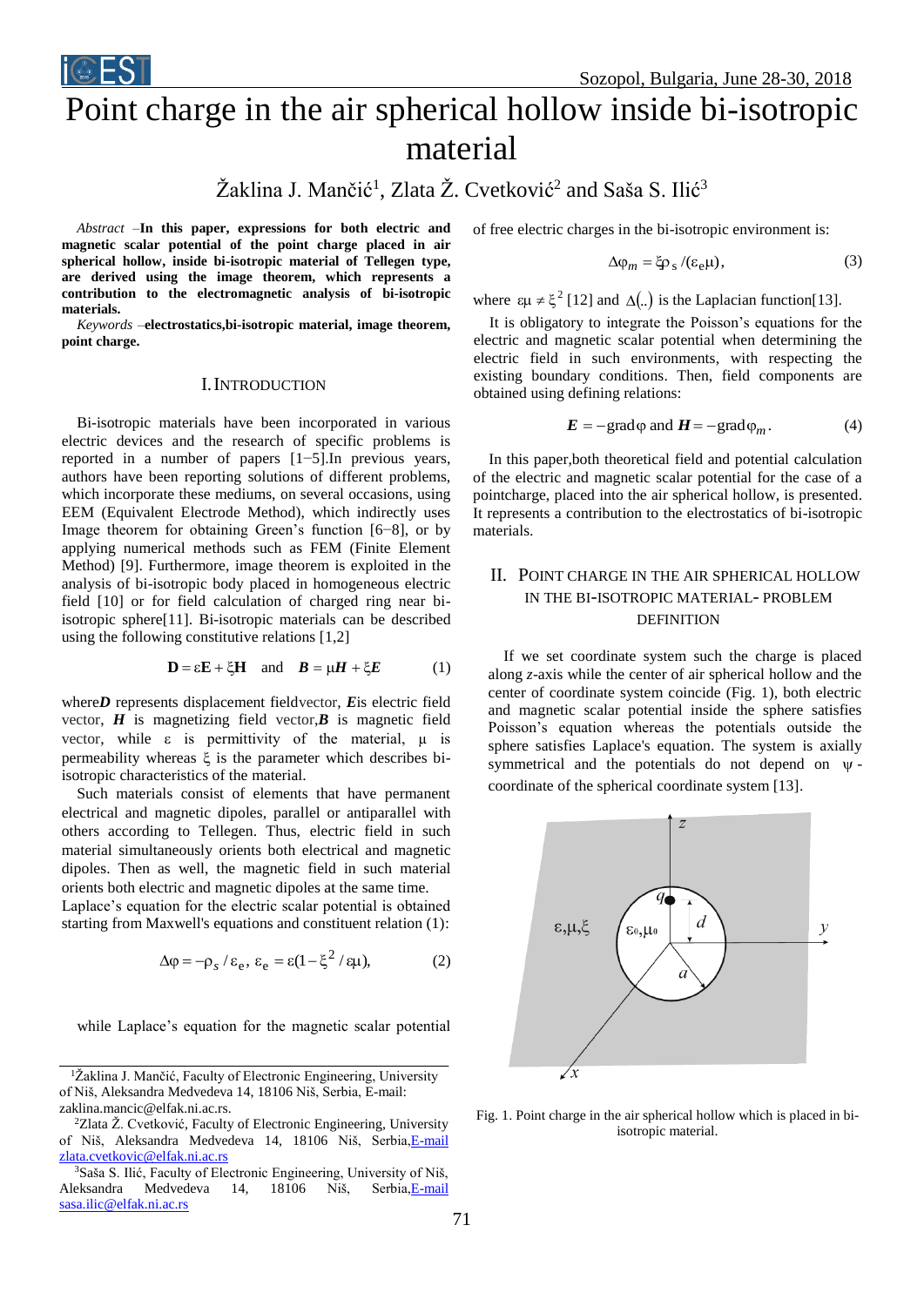# Point charge in the air spherical hollow inside bi-isotropic material

Žaklina J. Mančić[1], Zlata Ž. Cvetković[2] and Saša S. Ilić[3]

*Abstract* –**In this paper, expressions for both electric and magnetic scalar potential of the point charge placed in air spherical hollow, inside bi-isotropic material of Tellegen type, are derived using the image theorem, which represents a contribution to the electromagnetic analysis of bi-isotropic materials.**

*Keywords* –**electrostatics,bi-isotropic material, image theorem, point charge.**

## I. Introduction

Bi-isotropic materials have been incorporated in various electric devices and the research of specific problems is reported in a number of papers [1−5].In previous years, authors have been reporting solutions of different problems, which incorporate these mediums, on several occasions, using EEM (Equivalent Electrode Method), which indirectly uses Image theorem for obtaining Green's function [6−8], or by applying numerical methods such as FEM (Finite Element Method) [9]. Furthermore, image theorem is exploited in the analysis of bi-isotropic body placed in homogeneous electric field [10] or for field calculation of charged ring near bi-isotropic sphere[11]. Bi-isotropic materials can be described using the following constitutive relations [1,2]

$$\mathbf{D} = \varepsilon\mathbf{E} + \xi\mathbf{H} \quad \text{and} \quad \boldsymbol{B} = \mu\boldsymbol{H} + \xi\boldsymbol{E} \tag{1}$$

where$\boldsymbol{D}$ represents displacement fieldvector, $\boldsymbol{E}$is electric field vector, $\boldsymbol{H}$ is magnetizing field vector,$\boldsymbol{B}$ is magnetic field vector, while $\varepsilon$ is permittivity of the material, $\mu$ is permeability whereas $\xi$ is the parameter which describes bi-isotropic characteristics of the material.

Such materials consist of elements that have permanent electrical and magnetic dipoles, parallel or antiparallel with others according to Tellegen. Thus, electric field in such material simultaneously orients both electrical and magnetic dipoles. Then as well, the magnetic field in such material orients both electric and magnetic dipoles at the same time.

Laplace's equation for the electric scalar potential is obtained starting from Maxwell's equations and constituent relation (1):

$$\Delta\varphi = -\rho_s / \varepsilon_e, \; \varepsilon_e = \varepsilon(1 - \xi^2 / \varepsilon\mu), \tag{2}$$

while Laplace's equation for the magnetic scalar potential of free electric charges in the bi-isotropic environment is:

$$\Delta\varphi_m = \xi\rho_s / (\varepsilon_e\mu), \tag{3}$$

where $\varepsilon\mu \neq \xi^2$ [12] and $\Delta(..)$ is the Laplacian function[13].

It is obligatory to integrate the Poisson's equations for the electric and magnetic scalar potential when determining the electric field in such environments, with respecting the existing boundary conditions. Then, field components are obtained using defining relations:

$$\boldsymbol{E} = -\text{grad}\varphi \text{ and } \boldsymbol{H} = -\text{grad}\varphi_m. \tag{4}$$

In this paper,both theoretical field and potential calculation of the electric and magnetic scalar potential for the case of a pointcharge, placed into the air spherical hollow, is presented. It represents a contribution to the electrostatics of bi-isotropic materials.

## II. Point charge in the air spherical hollow in the bi-isotropic material- problem definition

If we set coordinate system such the charge is placed along $z$-axis while the center of air spherical hollow and the center of coordinate system coincide (Fig. 1), both electric and magnetic scalar potential inside the sphere satisfies Poisson's equation whereas the potentials outside the sphere satisfies Laplace's equation. The system is axially symmetrical and the potentials do not depend on $\psi$-coordinate of the spherical coordinate system [13].

Fig. 1. Point charge in the air spherical hollow which is placed in bi-isotropic material.

---

[1]Žaklina J. Mančić, Faculty of Electronic Engineering, University of Niš, Aleksandra Medvedeva 14, 18106 Niš, Serbia, E-mail: zaklina.mancic@elfak.ni.ac.rs.

[2]Zlata Ž. Cvetković, Faculty of Electronic Engineering, University of Niš, Aleksandra Medvedeva 14, 18106 Niš, Serbia,E-mail zlata.cvetkovic@elfak.ni.ac.rs

[3]Saša S. Ilić, Faculty of Electronic Engineering, University of Niš, Aleksandra Medvedeva 14, 18106 Niš, Serbia,E-mail sasa.ilic@elfak.ni.ac.rs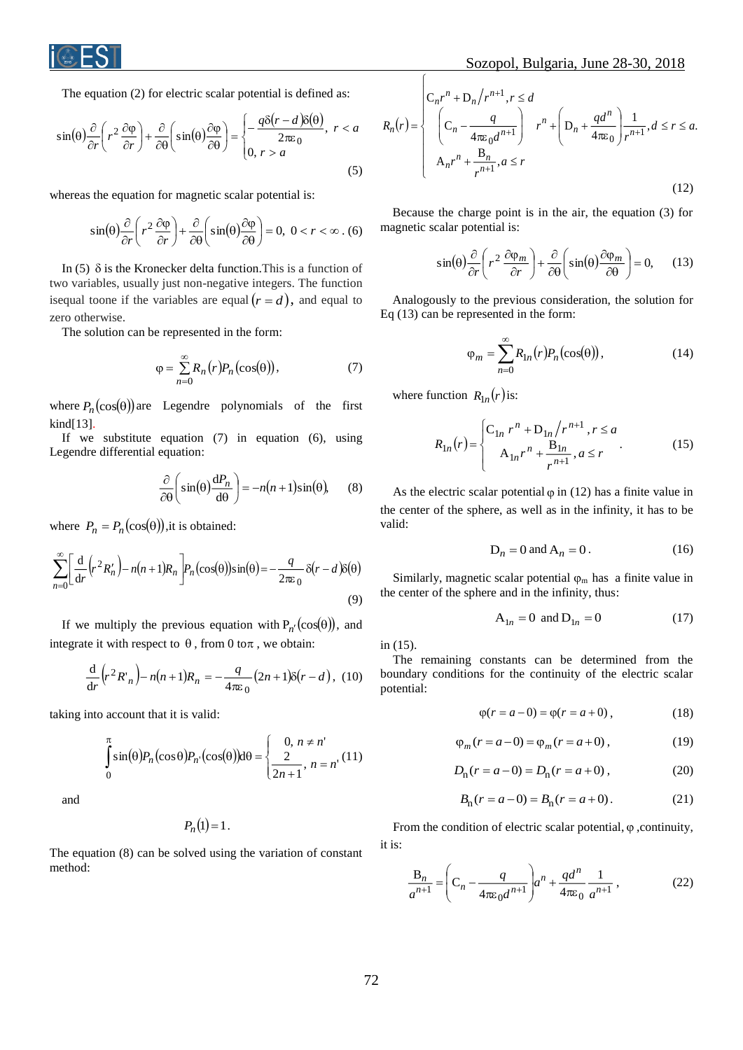The equation (2) for electric scalar potential is defined as:

$$\sin(\theta)\frac{\partial}{\partial r}\left(r^2\frac{\partial\varphi}{\partial r}\right)+\frac{\partial}{\partial\theta}\left(\sin(\theta)\frac{\partial\varphi}{\partial\theta}\right)=\begin{cases}-\dfrac{q\delta(r-d)\delta(\theta)}{2\pi\varepsilon_0}, & r<a\\ 0, & r>a\end{cases} \quad (5)$$

whereas the equation for magnetic scalar potential is:

$$\sin(\theta)\frac{\partial}{\partial r}\left(r^2\frac{\partial\varphi}{\partial r}\right)+\frac{\partial}{\partial\theta}\left(\sin(\theta)\frac{\partial\varphi}{\partial\theta}\right)=0,\ 0<r<\infty. \quad (6)$$

In (5) $\delta$ is the Kronecker delta function.This is a function of two variables, usually just non-negative integers. The function isequal toone if the variables are equal $(r=d)$, and equal to zero otherwise.

The solution can be represented in the form:

$$\varphi=\sum_{n=0}^{\infty}R_n(r)P_n(\cos(\theta)), \quad (7)$$

where $P_n(\cos(\theta))$ are Legendre polynomials of the first kind[13].

If we substitute equation (7) in equation (6), using Legendre differential equation:

$$\frac{\partial}{\partial\theta}\left(\sin(\theta)\frac{\mathrm{d}P_n}{\mathrm{d}\theta}\right)=-n(n+1)\sin(\theta), \quad (8)$$

where $P_n=P_n(\cos(\theta))$,it is obtained:

$$\sum_{n=0}^{\infty}\left[\frac{\mathrm{d}}{\mathrm{d}r}\left(r^2R_n'\right)-n(n+1)R_n\right]P_n(\cos(\theta))\sin(\theta)=-\frac{q}{2\pi\varepsilon_0}\delta(r-d)\delta(\theta) \quad (9)$$

If we multiply the previous equation with $P_{n'}(\cos(\theta))$, and integrate it with respect to $\theta$, from 0 to$\pi$, we obtain:

$$\frac{\mathrm{d}}{\mathrm{d}r}\left(r^2R'_n\right)-n(n+1)R_n=-\frac{q}{4\pi\varepsilon_0}(2n+1)\delta(r-d), \quad (10)$$

taking into account that it is valid:

$$\int_0^{\pi}\sin(\theta)P_n(\cos\theta)P_{n'}(\cos(\theta))\mathrm{d}\theta=\begin{cases}0, & n\neq n'\\ \dfrac{2}{2n+1}, & n=n'\end{cases} \quad (11)$$

and

$$P_n(1)=1.$$

The equation (8) can be solved using the variation of constant method:

$$R_n(r)=\begin{cases}\mathrm{C}_n r^n+\mathrm{D}_n/r^{n+1}, & r\le d\\ \left(\mathrm{C}_n-\dfrac{q}{4\pi\varepsilon_0 d^{n+1}}\right)r^n+\left(\mathrm{D}_n+\dfrac{qd^n}{4\pi\varepsilon_0}\right)\dfrac{1}{r^{n+1}}, & d\le r\le a.\\ \mathrm{A}_n r^n+\dfrac{\mathrm{B}_n}{r^{n+1}}, & a\le r\end{cases} \quad (12)$$

Because the charge point is in the air, the equation (3) for magnetic scalar potential is:

$$\sin(\theta)\frac{\partial}{\partial r}\left(r^2\frac{\partial\varphi_m}{\partial r}\right)+\frac{\partial}{\partial\theta}\left(\sin(\theta)\frac{\partial\varphi_m}{\partial\theta}\right)=0, \quad (13)$$

Analogously to the previous consideration, the solution for Eq (13) can be represented in the form:

$$\varphi_m=\sum_{n=0}^{\infty}R_{1n}(r)P_n(\cos(\theta)), \quad (14)$$

where function $R_{1n}(r)$is:

$$R_{1n}(r)=\begin{cases}\mathrm{C}_{1n}r^n+\mathrm{D}_{1n}/r^{n+1}, & r\le a\\ \mathrm{A}_{1n}r^n+\dfrac{\mathrm{B}_{1n}}{r^{n+1}}, & a\le r\end{cases}. \quad (15)$$

As the electric scalar potential $\varphi$ in (12) has a finite value in the center of the sphere, as well as in the infinity, it has to be valid:

$$\mathrm{D}_n=0 \text{ and } \mathrm{A}_n=0. \quad (16)$$

Similarly, magnetic scalar potential $\varphi_m$ has a finite value in the center of the sphere and in the infinity, thus:

$$\mathrm{A}_{1n}=0 \text{ and } \mathrm{D}_{1n}=0 \quad (17)$$

in (15).

The remaining constants can be determined from the boundary conditions for the continuity of the electric scalar potential:

$$\varphi(r=a-0)=\varphi(r=a+0), \quad (18)$$

$$\varphi_m(r=a-0)=\varphi_m(r=a+0), \quad (19)$$

$$D_{\mathrm{n}}(r=a-0)=D_{\mathrm{n}}(r=a+0), \quad (20)$$

$$B_{\mathrm{n}}(r=a-0)=B_{\mathrm{n}}(r=a+0). \quad (21)$$

From the condition of electric scalar potential, $\varphi$ ,continuity, it is:

$$\frac{\mathrm{B}_n}{a^{n+1}}=\left(\mathrm{C}_n-\frac{q}{4\pi\varepsilon_0 d^{n+1}}\right)a^n+\frac{qd^n}{4\pi\varepsilon_0}\frac{1}{a^{n+1}}, \quad (22)$$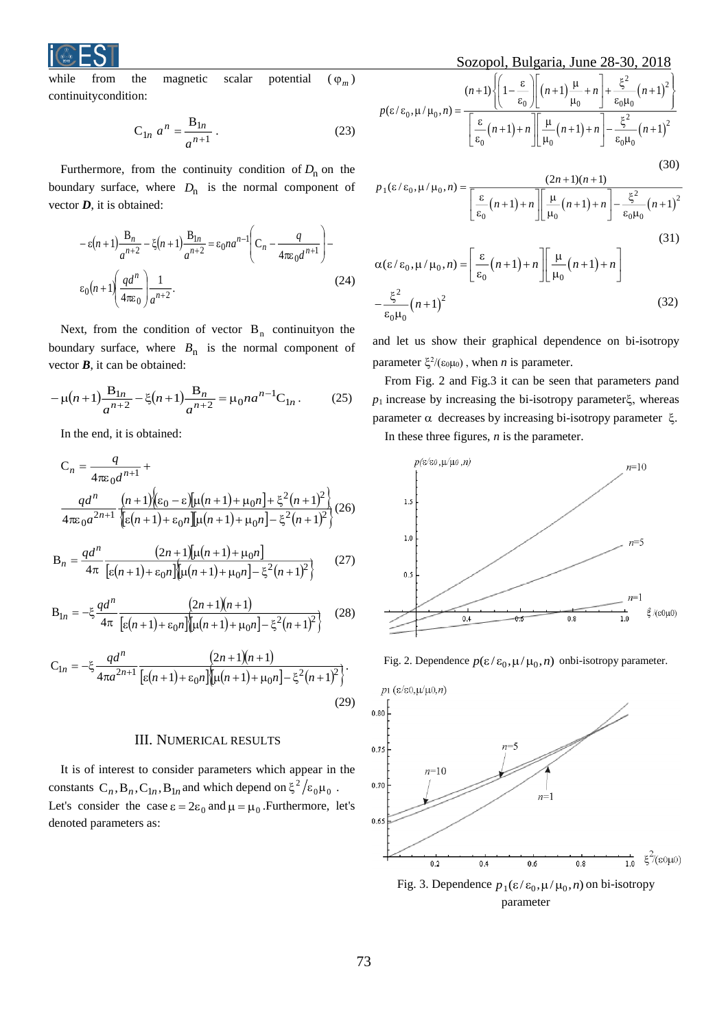while from the magnetic scalar potential ($\varphi_m$) continuitycondition:

$$C_{1n}\, a^n = \frac{B_{1n}}{a^{n+1}}. \tag{23}$$

Furthermore, from the continuity condition of $D_n$ on the boundary surface, where $D_n$ is the normal component of vector $\boldsymbol{D}$, it is obtained:

$$-\varepsilon(n+1)\frac{B_n}{a^{n+2}} - \xi(n+1)\frac{B_{1n}}{a^{n+2}} = \varepsilon_0 n a^{n-1}\left(C_n - \frac{q}{4\pi\varepsilon_0 d^{n+1}}\right) - \varepsilon_0(n+1)\left(\frac{qd^n}{4\pi\varepsilon_0}\right)\frac{1}{a^{n+2}}. \tag{24}$$

Next, from the condition of vector $B_n$ continuityon the boundary surface, where $B_n$ is the normal component of vector $\boldsymbol{B}$, it can be obtained:

$$-\mu(n+1)\frac{B_{1n}}{a^{n+2}} - \xi(n+1)\frac{B_n}{a^{n+2}} = \mu_0 n a^{n-1} C_{1n}. \tag{25}$$

In the end, it is obtained:

$$C_n = \frac{q}{4\pi\varepsilon_0 d^{n+1}} + \frac{qd^n}{4\pi\varepsilon_0 a^{2n+1}} \frac{(n+1)\left\{(\varepsilon_0-\varepsilon)[\mu(n+1)+\mu_0 n] + \xi^2(n+1)^2\right\}}{\left\{[\varepsilon(n+1)+\varepsilon_0 n][\mu(n+1)+\mu_0 n] - \xi^2(n+1)^2\right\}} \tag{26}$$

$$B_n = \frac{qd^n}{4\pi}\frac{(2n+1)[\mu(n+1)+\mu_0 n]}{[\varepsilon(n+1)+\varepsilon_0 n]\left\{[\mu(n+1)+\mu_0 n] - \xi^2(n+1)^2\right\}} \tag{27}$$

$$B_{1n} = -\xi\frac{qd^n}{4\pi}\frac{(2n+1)(n+1)}{[\varepsilon(n+1)+\varepsilon_0 n]\left\{[\mu(n+1)+\mu_0 n] - \xi^2(n+1)^2\right\}} \tag{28}$$

$$C_{1n} = -\xi\frac{qd^n}{4\pi a^{2n+1}}\frac{(2n+1)(n+1)}{[\varepsilon(n+1)+\varepsilon_0 n]\left\{[\mu(n+1)+\mu_0 n] - \xi^2(n+1)^2\right\}}. \tag{29}$$

## III. Numerical Results

It is of interest to consider parameters which appear in the constants $C_n, B_n, C_{1n}, B_{1n}$ and which depend on $\xi^2/\varepsilon_0\mu_0$. Let's consider the case $\varepsilon = 2\varepsilon_0$ and $\mu = \mu_0$. Furthermore, let's denoted parameters as:

$$p(\varepsilon/\varepsilon_0, \mu/\mu_0, n) = \frac{(n+1)\left\{\left(1-\frac{\varepsilon}{\varepsilon_0}\right)\left[(n+1)\frac{\mu}{\mu_0}+n\right] + \frac{\xi^2}{\varepsilon_0\mu_0}(n+1)^2\right\}}{\left[\frac{\varepsilon}{\varepsilon_0}(n+1)+n\right]\left[\frac{\mu}{\mu_0}(n+1)+n\right] - \frac{\xi^2}{\varepsilon_0\mu_0}(n+1)^2} \tag{30}$$

$$p_1(\varepsilon/\varepsilon_0, \mu/\mu_0, n) = \frac{(2n+1)(n+1)}{\left[\frac{\varepsilon}{\varepsilon_0}(n+1)+n\right]\left[\frac{\mu}{\mu_0}(n+1)+n\right] - \frac{\xi^2}{\varepsilon_0\mu_0}(n+1)^2} \tag{31}$$

$$\alpha(\varepsilon/\varepsilon_0, \mu/\mu_0, n) = \left[\frac{\varepsilon}{\varepsilon_0}(n+1)+n\right]\left[\frac{\mu}{\mu_0}(n+1)+n\right] - \frac{\xi^2}{\varepsilon_0\mu_0}(n+1)^2 \tag{32}$$

and let us show their graphical dependence on bi-isotropy parameter $\xi^2/(\varepsilon_0\mu_0)$, when $n$ is parameter.

From Fig. 2 and Fig.3 it can be seen that parameters $p$and $p_1$ increase by increasing the bi-isotropy parameter$\xi$, whereas parameter $\alpha$ decreases by increasing bi-isotropy parameter $\xi$.

In these three figures, $n$ is the parameter.

Fig. 2. Dependence $p(\varepsilon/\varepsilon_0, \mu/\mu_0, n)$ onbi-isotropy parameter.

Fig. 3. Dependence $p_1(\varepsilon/\varepsilon_0, \mu/\mu_0, n)$ on bi-isotropy parameter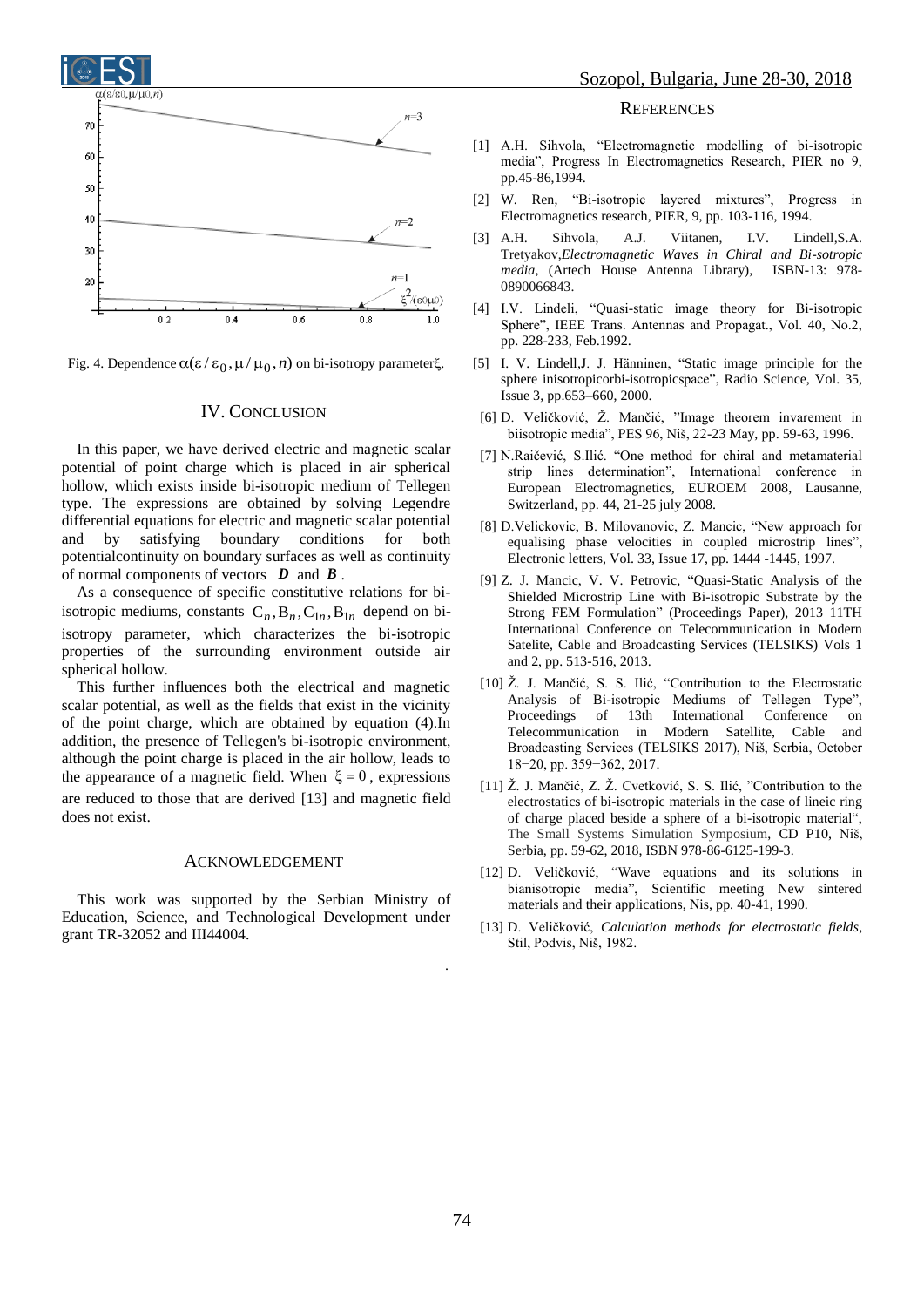$\alpha(\varepsilon/\varepsilon_0, \mu/\mu_0, n)$

70

60

50

40

30

20

0.2

0.4

0.6

0.8

1.0

$n$=3

$n$=2

$n$=1

$\xi^2/(\varepsilon_0\mu_0)$

Fig. 4. Dependence $\alpha(\varepsilon/\varepsilon_0, \mu/\mu_0, n)$ on bi-isotropy parameter $\xi$.

## IV. Conclusion

In this paper, we have derived electric and magnetic scalar potential of point charge which is placed in air spherical hollow, which exists inside bi-isotropic medium of Tellegen type. The expressions are obtained by solving Legendre differential equations for electric and magnetic scalar potential and by satisfying boundary conditions for both potentialcontinuity on boundary surfaces as well as continuity of normal components of vectors $\boldsymbol{D}$ and $\boldsymbol{B}$.

As a consequence of specific constitutive relations for bi-isotropic mediums, constants $C_n, B_n, C_{1n}, B_{1n}$ depend on bi-isotropy parameter, which characterizes the bi-isotropic properties of the surrounding environment outside air spherical hollow.

This further influences both the electrical and magnetic scalar potential, as well as the fields that exist in the vicinity of the point charge, which are obtained by equation (4).In addition, the presence of Tellegen's bi-isotropic environment, although the point charge is placed in the air hollow, leads to the appearance of a magnetic field. When $\xi = 0$, expressions are reduced to those that are derived [13] and magnetic field does not exist.

## Acknowledgement

This work was supported by the Serbian Ministry of Education, Science, and Technological Development under grant TR-32052 and III44004.

## References

[1] A.H. Sihvola, “Electromagnetic modelling of bi-isotropic media”, Progress In Electromagnetics Research, PIER no 9, pp.45-86,1994.

[2] W. Ren, “Bi-isotropic layered mixtures”, Progress in Electromagnetics research, PIER, 9, pp. 103-116, 1994.

[3] A.H. Sihvola, A.J. Viitanen, I.V. Lindell,S.A. Tretyakov,*Electromagnetic Waves in Chiral and Bi-sotropic media*, (Artech House Antenna Library), ISBN-13: 978-0890066843.

[4] I.V. Lindeli, “Quasi-static image theory for Bi-isotropic Sphere”, IEEE Trans. Antennas and Propagat., Vol. 40, No.2, pp. 228-233, Feb.1992.

[5] I. V. Lindell,J. J. Hänninen, “Static image principle for the sphere inisotropicorbi-isotropicspace”, Radio Science, Vol. 35, Issue 3, pp.653–660, 2000.

[6] D. Veličković, Ž. Mančić, ”Image theorem invarement in biisotropic media”, PES 96, Niš, 22-23 May, pp. 59-63, 1996.

[7] N.Raičević, S.Ilić. “One method for chiral and metamaterial strip lines determination”, International conference in European Electromagnetics, EUROEM 2008, Lausanne, Switzerland, pp. 44, 21-25 july 2008.

[8] D.Velickovic, B. Milovanovic, Z. Mancic, “New approach for equalising phase velocities in coupled microstrip lines”, Electronic letters, Vol. 33, Issue 17, pp. 1444 -1445, 1997.

[9] Z. J. Mancic, V. V. Petrovic, “Quasi-Static Analysis of the Shielded Microstrip Line with Bi-isotropic Substrate by the Strong FEM Formulation” (Proceedings Paper), 2013 11TH International Conference on Telecommunication in Modern Satelite, Cable and Broadcasting Services (TELSIKS) Vols 1 and 2, pp. 513-516, 2013.

[10] Ž. J. Mančić, S. S. Ilić, “Contribution to the Electrostatic Analysis of Bi-isotropic Mediums of Tellegen Type”, Proceedings of 13th International Conference on Telecommunication in Modern Satellite, Cable and Broadcasting Services (TELSIKS 2017), Niš, Serbia, October 18−20, pp. 359−362, 2017.

[11] Ž. J. Mančić, Z. Ž. Cvetković, S. S. Ilić, ”Contribution to the electrostatics of bi-isotropic materials in the case of lineic ring of charge placed beside a sphere of a bi-isotropic material“, The Small Systems Simulation Symposium, CD P10, Niš, Serbia, pp. 59-62, 2018, ISBN 978-86-6125-199-3.

[12] D. Veličković, “Wave equations and its solutions in bianisotropic media”, Scientific meeting New sintered materials and their applications, Nis, pp. 40-41, 1990.

[13] D. Veličković, *Calculation methods for electrostatic fields*, Stil, Podvis, Niš, 1982.